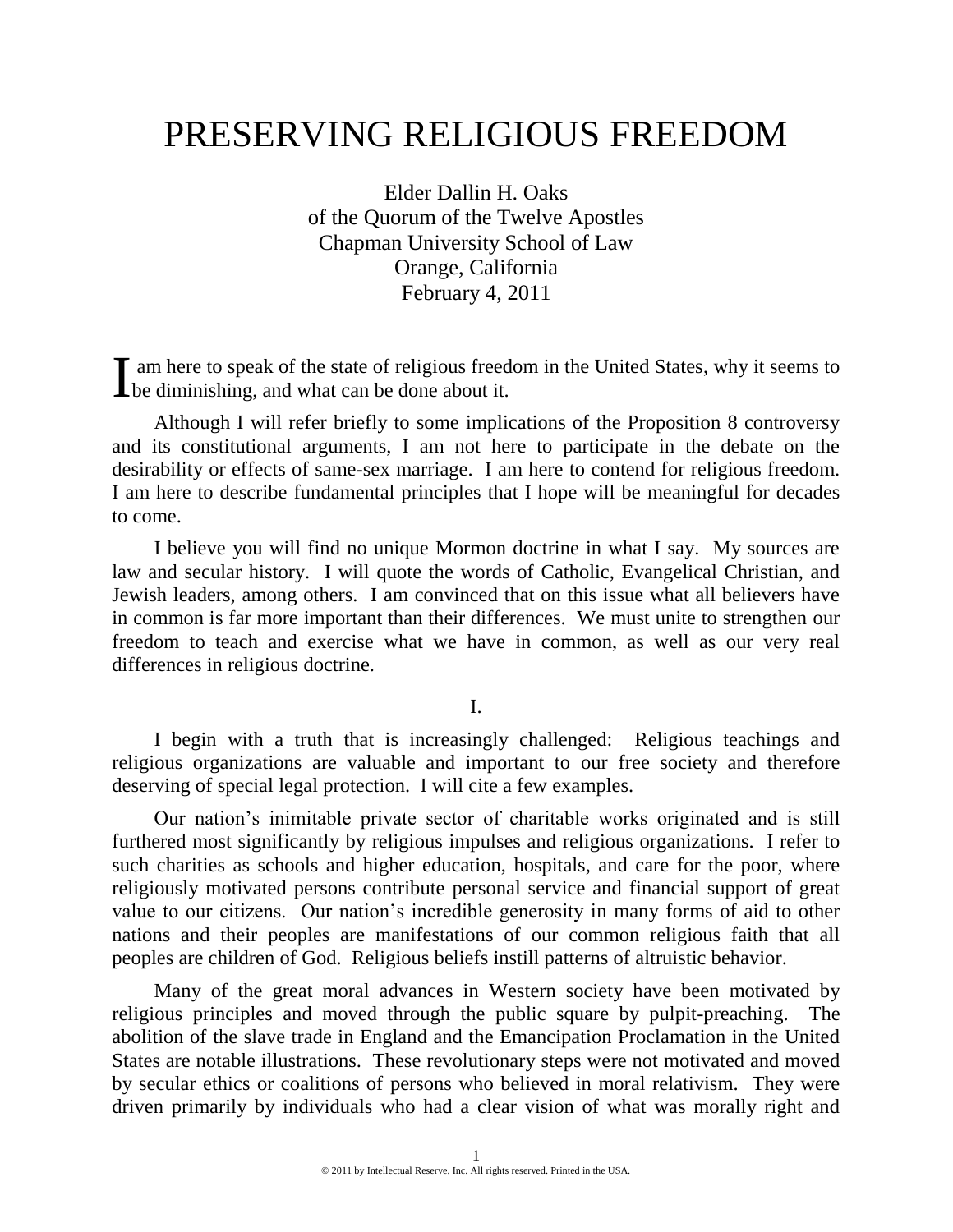# PRESERVING RELIGIOUS FREEDOM

Elder Dallin H. Oaks
of the Quorum of the Twelve Apostles
Chapman University School of Law
Orange, California
February 4, 2011

I am here to speak of the state of religious freedom in the United States, why it seems to be diminishing, and what can be done about it.

Although I will refer briefly to some implications of the Proposition 8 controversy and its constitutional arguments, I am not here to participate in the debate on the desirability or effects of same-sex marriage. I am here to contend for religious freedom. I am here to describe fundamental principles that I hope will be meaningful for decades to come.

I believe you will find no unique Mormon doctrine in what I say. My sources are law and secular history. I will quote the words of Catholic, Evangelical Christian, and Jewish leaders, among others. I am convinced that on this issue what all believers have in common is far more important than their differences. We must unite to strengthen our freedom to teach and exercise what we have in common, as well as our very real differences in religious doctrine.

## I.

I begin with a truth that is increasingly challenged: Religious teachings and religious organizations are valuable and important to our free society and therefore deserving of special legal protection. I will cite a few examples.

Our nation's inimitable private sector of charitable works originated and is still furthered most significantly by religious impulses and religious organizations. I refer to such charities as schools and higher education, hospitals, and care for the poor, where religiously motivated persons contribute personal service and financial support of great value to our citizens. Our nation's incredible generosity in many forms of aid to other nations and their peoples are manifestations of our common religious faith that all peoples are children of God. Religious beliefs instill patterns of altruistic behavior.

Many of the great moral advances in Western society have been motivated by religious principles and moved through the public square by pulpit-preaching. The abolition of the slave trade in England and the Emancipation Proclamation in the United States are notable illustrations. These revolutionary steps were not motivated and moved by secular ethics or coalitions of persons who believed in moral relativism. They were driven primarily by individuals who had a clear vision of what was morally right and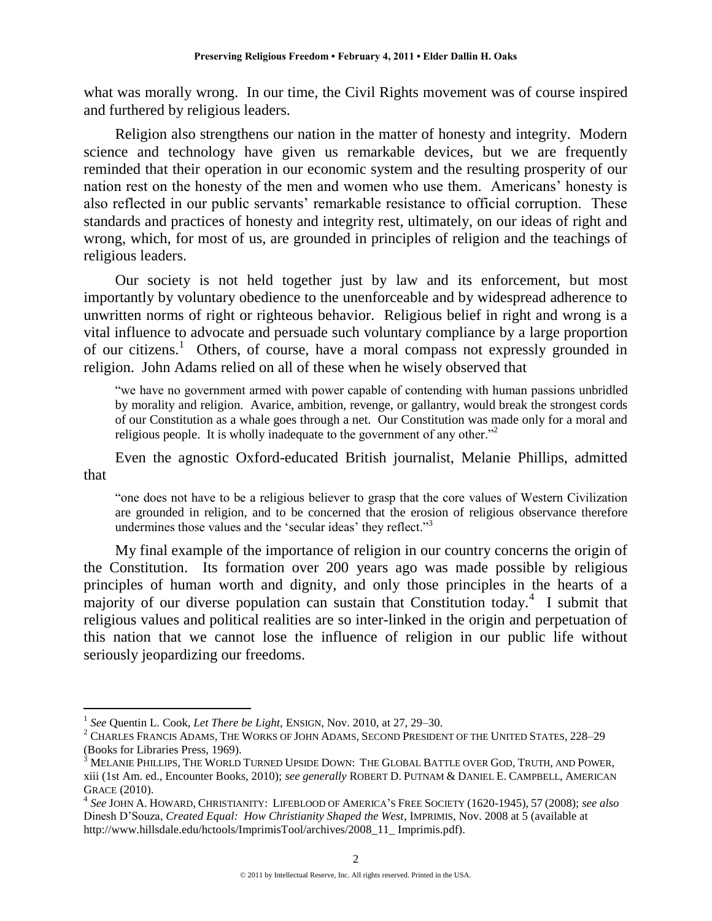what was morally wrong. In our time, the Civil Rights movement was of course inspired and furthered by religious leaders.

Religion also strengthens our nation in the matter of honesty and integrity. Modern science and technology have given us remarkable devices, but we are frequently reminded that their operation in our economic system and the resulting prosperity of our nation rest on the honesty of the men and women who use them. Americans' honesty is also reflected in our public servants' remarkable resistance to official corruption. These standards and practices of honesty and integrity rest, ultimately, on our ideas of right and wrong, which, for most of us, are grounded in principles of religion and the teachings of religious leaders.

Our society is not held together just by law and its enforcement, but most importantly by voluntary obedience to the unenforceable and by widespread adherence to unwritten norms of right or righteous behavior. Religious belief in right and wrong is a vital influence to advocate and persuade such voluntary compliance by a large proportion of our citizens.[1] Others, of course, have a moral compass not expressly grounded in religion. John Adams relied on all of these when he wisely observed that

> "we have no government armed with power capable of contending with human passions unbridled by morality and religion. Avarice, ambition, revenge, or gallantry, would break the strongest cords of our Constitution as a whale goes through a net. Our Constitution was made only for a moral and religious people. It is wholly inadequate to the government of any other."[2]

Even the agnostic Oxford-educated British journalist, Melanie Phillips, admitted that

> "one does not have to be a religious believer to grasp that the core values of Western Civilization are grounded in religion, and to be concerned that the erosion of religious observance therefore undermines those values and the 'secular ideas' they reflect."[3]

My final example of the importance of religion in our country concerns the origin of the Constitution. Its formation over 200 years ago was made possible by religious principles of human worth and dignity, and only those principles in the hearts of a majority of our diverse population can sustain that Constitution today.[4] I submit that religious values and political realities are so inter-linked in the origin and perpetuation of this nation that we cannot lose the influence of religion in our public life without seriously jeopardizing our freedoms.

---

[1] *See* Quentin L. Cook, *Let There be Light*, ENSIGN, Nov. 2010, at 27, 29–30.

[2] CHARLES FRANCIS ADAMS, THE WORKS OF JOHN ADAMS, SECOND PRESIDENT OF THE UNITED STATES, 228–29 (Books for Libraries Press, 1969).

[3] MELANIE PHILLIPS, THE WORLD TURNED UPSIDE DOWN: THE GLOBAL BATTLE OVER GOD, TRUTH, AND POWER, xiii (1st Am. ed., Encounter Books, 2010); *see generally* ROBERT D. PUTNAM & DANIEL E. CAMPBELL, AMERICAN GRACE (2010).

[4] *See* JOHN A. HOWARD, CHRISTIANITY: LIFEBLOOD OF AMERICA'S FREE SOCIETY (1620-1945), 57 (2008); *see also* Dinesh D'Souza, *Created Equal: How Christianity Shaped the West*, IMPRIMIS, Nov. 2008 at 5 (available at http://www.hillsdale.edu/hctools/ImprimisTool/archives/2008_11_ Imprimis.pdf).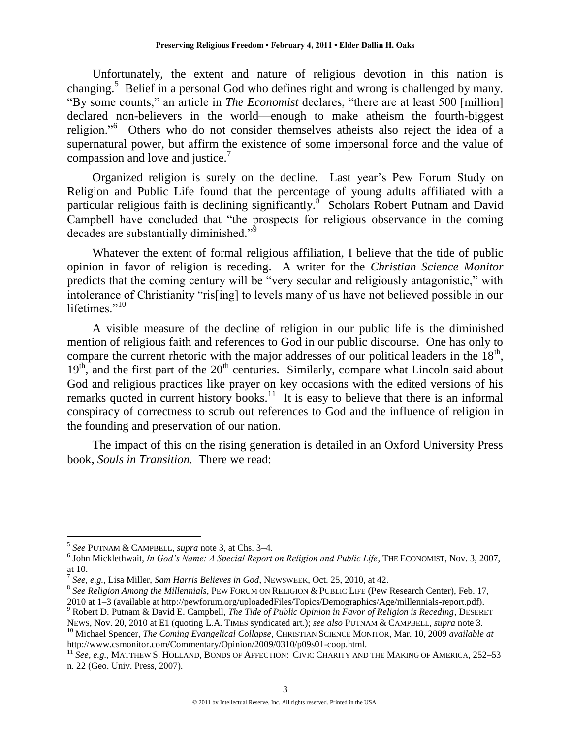Unfortunately, the extent and nature of religious devotion in this nation is changing.[5] Belief in a personal God who defines right and wrong is challenged by many. "By some counts," an article in *The Economist* declares, "there are at least 500 [million] declared non-believers in the world—enough to make atheism the fourth-biggest religion."[6] Others who do not consider themselves atheists also reject the idea of a supernatural power, but affirm the existence of some impersonal force and the value of compassion and love and justice.[7]

Organized religion is surely on the decline. Last year's Pew Forum Study on Religion and Public Life found that the percentage of young adults affiliated with a particular religious faith is declining significantly.[8] Scholars Robert Putnam and David Campbell have concluded that "the prospects for religious observance in the coming decades are substantially diminished."[9]

Whatever the extent of formal religious affiliation, I believe that the tide of public opinion in favor of religion is receding. A writer for the *Christian Science Monitor* predicts that the coming century will be "very secular and religiously antagonistic," with intolerance of Christianity "ris[ing] to levels many of us have not believed possible in our lifetimes."[10]

A visible measure of the decline of religion in our public life is the diminished mention of religious faith and references to God in our public discourse. One has only to compare the current rhetoric with the major addresses of our political leaders in the 18th, 19th, and the first part of the 20th centuries. Similarly, compare what Lincoln said about God and religious practices like prayer on key occasions with the edited versions of his remarks quoted in current history books.[11] It is easy to believe that there is an informal conspiracy of correctness to scrub out references to God and the influence of religion in the founding and preservation of our nation.

The impact of this on the rising generation is detailed in an Oxford University Press book, *Souls in Transition.* There we read:

---

[5] *See* PUTNAM & CAMPBELL, *supra* note 3, at Chs. 3–4.

[6] John Micklethwait, *In God's Name: A Special Report on Religion and Public Life*, THE ECONOMIST, Nov. 3, 2007, at 10.

[7] *See, e.g.*, Lisa Miller, *Sam Harris Believes in God*, NEWSWEEK, Oct. 25, 2010, at 42.

[8] *See Religion Among the Millennials*, PEW FORUM ON RELIGION & PUBLIC LIFE (Pew Research Center), Feb. 17, 2010 at 1–3 (available at http://pewforum.org/uploadedFiles/Topics/Demographics/Age/millennials-report.pdf).

[9] Robert D. Putnam & David E. Campbell, *The Tide of Public Opinion in Favor of Religion is Receding*, DESERET NEWS, Nov. 20, 2010 at E1 (quoting L.A. TIMES syndicated art.); *see also* PUTNAM & CAMPBELL, *supra* note 3.

[10] Michael Spencer, *The Coming Evangelical Collapse*, CHRISTIAN SCIENCE MONITOR, Mar. 10, 2009 *available at* http://www.csmonitor.com/Commentary/Opinion/2009/0310/p09s01-coop.html.

[11] *See, e.g.*, MATTHEW S. HOLLAND, BONDS OF AFFECTION: CIVIC CHARITY AND THE MAKING OF AMERICA, 252–53 n. 22 (Geo. Univ. Press, 2007).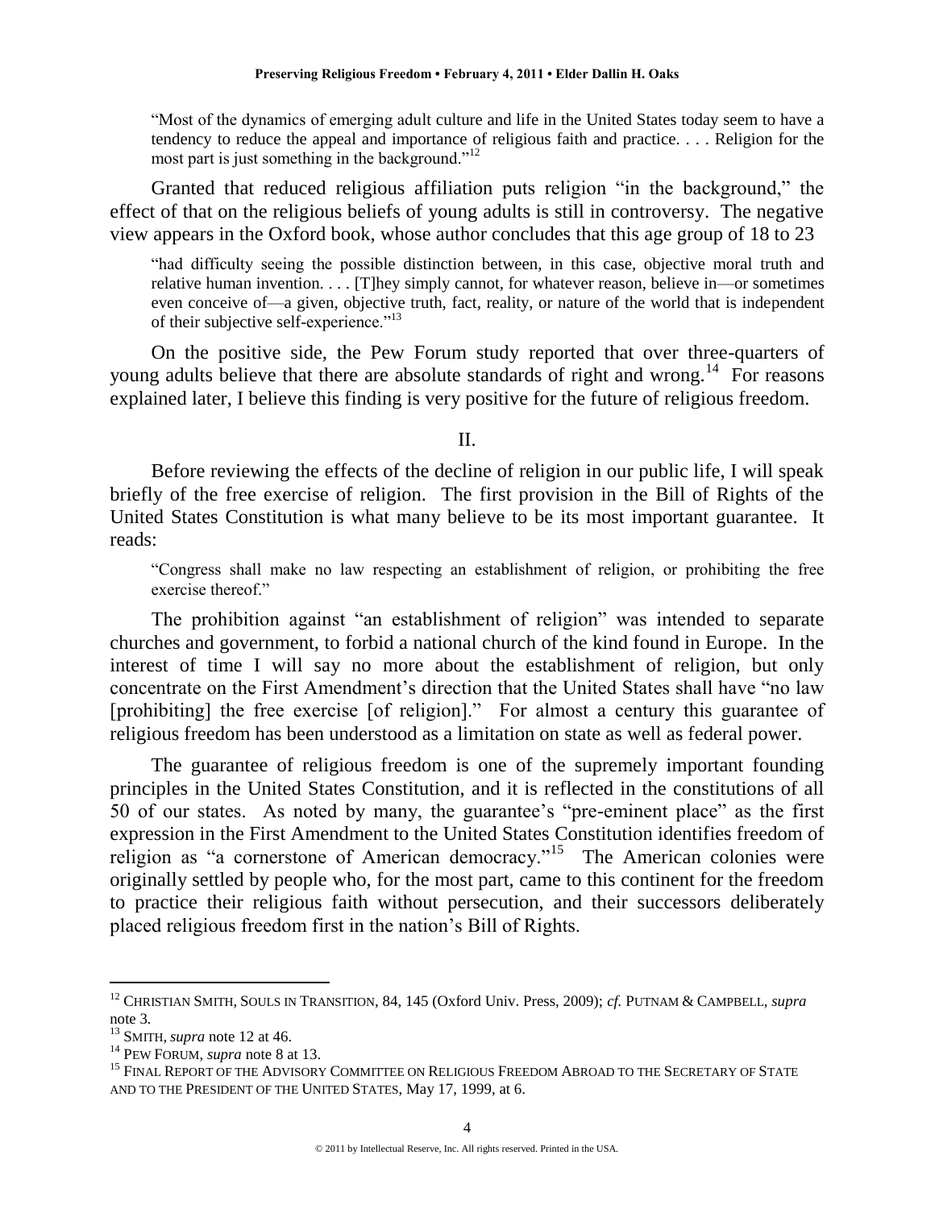> "Most of the dynamics of emerging adult culture and life in the United States today seem to have a tendency to reduce the appeal and importance of religious faith and practice. . . . Religion for the most part is just something in the background."[12]

Granted that reduced religious affiliation puts religion "in the background," the effect of that on the religious beliefs of young adults is still in controversy. The negative view appears in the Oxford book, whose author concludes that this age group of 18 to 23

> "had difficulty seeing the possible distinction between, in this case, objective moral truth and relative human invention. . . . [T]hey simply cannot, for whatever reason, believe in—or sometimes even conceive of—a given, objective truth, fact, reality, or nature of the world that is independent of their subjective self-experience."[13]

On the positive side, the Pew Forum study reported that over three-quarters of young adults believe that there are absolute standards of right and wrong.[14] For reasons explained later, I believe this finding is very positive for the future of religious freedom.

## II.

Before reviewing the effects of the decline of religion in our public life, I will speak briefly of the free exercise of religion. The first provision in the Bill of Rights of the United States Constitution is what many believe to be its most important guarantee. It reads:

> "Congress shall make no law respecting an establishment of religion, or prohibiting the free exercise thereof."

The prohibition against "an establishment of religion" was intended to separate churches and government, to forbid a national church of the kind found in Europe. In the interest of time I will say no more about the establishment of religion, but only concentrate on the First Amendment's direction that the United States shall have "no law [prohibiting] the free exercise [of religion]." For almost a century this guarantee of religious freedom has been understood as a limitation on state as well as federal power.

The guarantee of religious freedom is one of the supremely important founding principles in the United States Constitution, and it is reflected in the constitutions of all 50 of our states. As noted by many, the guarantee's "pre-eminent place" as the first expression in the First Amendment to the United States Constitution identifies freedom of religion as "a cornerstone of American democracy."[15] The American colonies were originally settled by people who, for the most part, came to this continent for the freedom to practice their religious faith without persecution, and their successors deliberately placed religious freedom first in the nation's Bill of Rights.

---

[12] CHRISTIAN SMITH, SOULS IN TRANSITION, 84, 145 (Oxford Univ. Press, 2009); *cf.* PUTNAM & CAMPBELL, *supra* note 3.

[13] SMITH, *supra* note 12 at 46.

[14] PEW FORUM, *supra* note 8 at 13.

[15] FINAL REPORT OF THE ADVISORY COMMITTEE ON RELIGIOUS FREEDOM ABROAD TO THE SECRETARY OF STATE AND TO THE PRESIDENT OF THE UNITED STATES, May 17, 1999, at 6.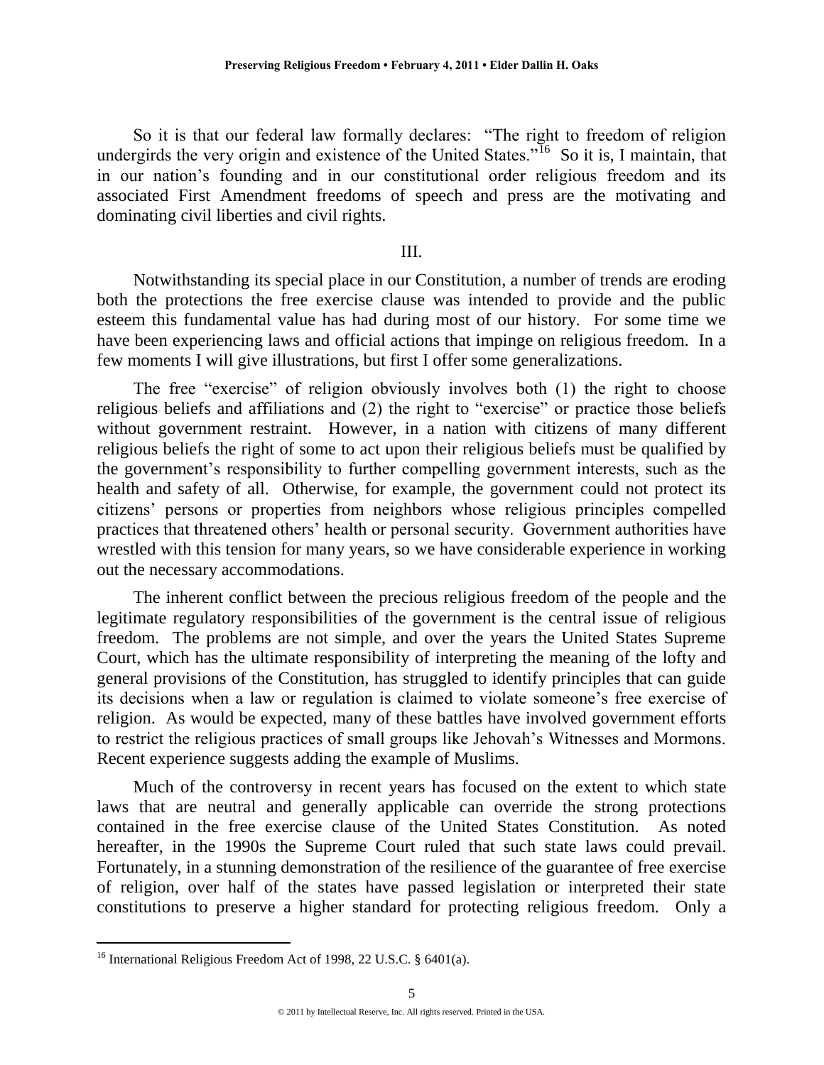So it is that our federal law formally declares: "The right to freedom of religion undergirds the very origin and existence of the United States."[16] So it is, I maintain, that in our nation's founding and in our constitutional order religious freedom and its associated First Amendment freedoms of speech and press are the motivating and dominating civil liberties and civil rights.

## III.

Notwithstanding its special place in our Constitution, a number of trends are eroding both the protections the free exercise clause was intended to provide and the public esteem this fundamental value has had during most of our history. For some time we have been experiencing laws and official actions that impinge on religious freedom. In a few moments I will give illustrations, but first I offer some generalizations.

The free "exercise" of religion obviously involves both (1) the right to choose religious beliefs and affiliations and (2) the right to "exercise" or practice those beliefs without government restraint. However, in a nation with citizens of many different religious beliefs the right of some to act upon their religious beliefs must be qualified by the government's responsibility to further compelling government interests, such as the health and safety of all. Otherwise, for example, the government could not protect its citizens' persons or properties from neighbors whose religious principles compelled practices that threatened others' health or personal security. Government authorities have wrestled with this tension for many years, so we have considerable experience in working out the necessary accommodations.

The inherent conflict between the precious religious freedom of the people and the legitimate regulatory responsibilities of the government is the central issue of religious freedom. The problems are not simple, and over the years the United States Supreme Court, which has the ultimate responsibility of interpreting the meaning of the lofty and general provisions of the Constitution, has struggled to identify principles that can guide its decisions when a law or regulation is claimed to violate someone's free exercise of religion. As would be expected, many of these battles have involved government efforts to restrict the religious practices of small groups like Jehovah's Witnesses and Mormons. Recent experience suggests adding the example of Muslims.

Much of the controversy in recent years has focused on the extent to which state laws that are neutral and generally applicable can override the strong protections contained in the free exercise clause of the United States Constitution. As noted hereafter, in the 1990s the Supreme Court ruled that such state laws could prevail. Fortunately, in a stunning demonstration of the resilience of the guarantee of free exercise of religion, over half of the states have passed legislation or interpreted their state constitutions to preserve a higher standard for protecting religious freedom. Only a

---

[16] International Religious Freedom Act of 1998, 22 U.S.C. § 6401(a).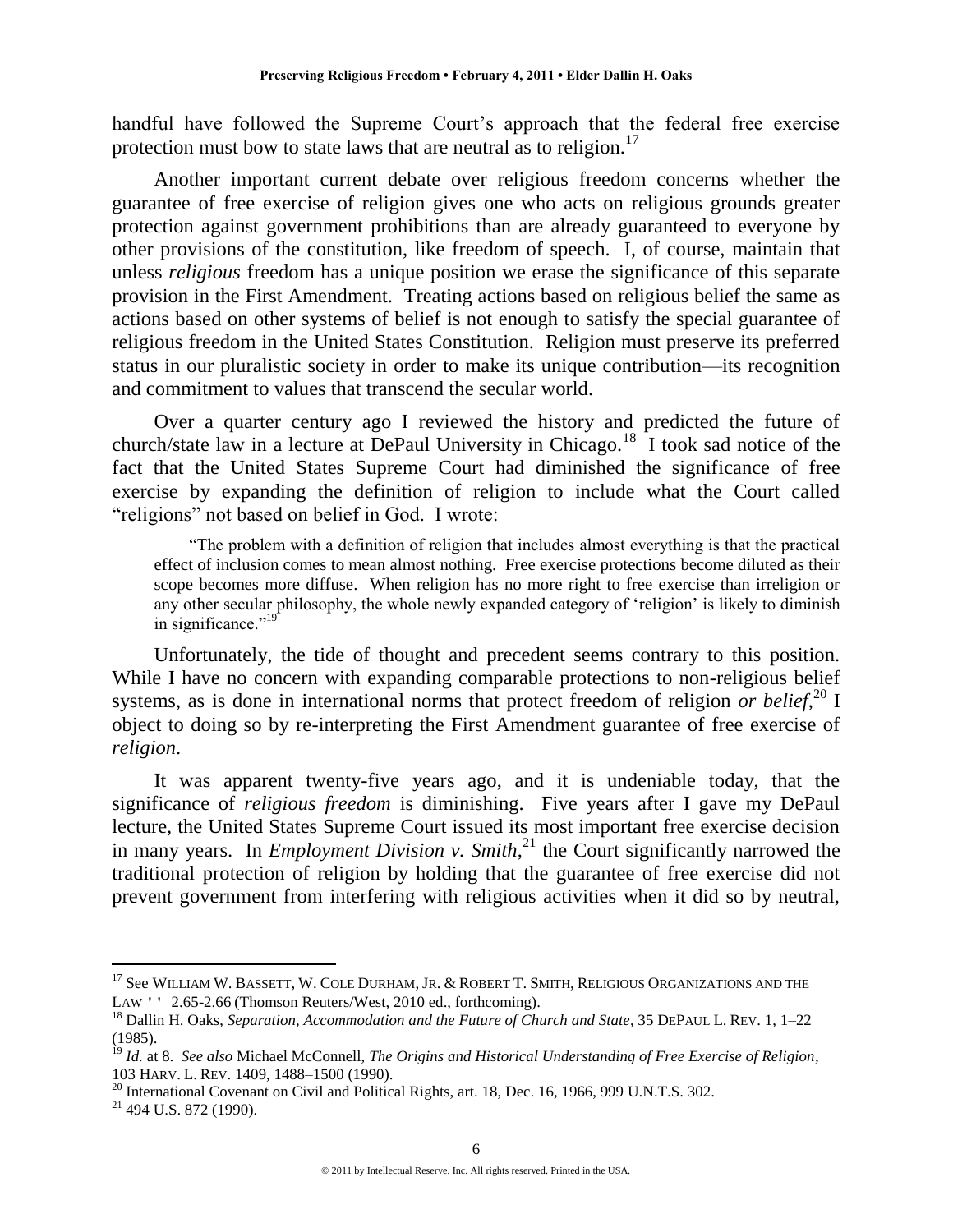handful have followed the Supreme Court's approach that the federal free exercise protection must bow to state laws that are neutral as to religion.[17]

Another important current debate over religious freedom concerns whether the guarantee of free exercise of religion gives one who acts on religious grounds greater protection against government prohibitions than are already guaranteed to everyone by other provisions of the constitution, like freedom of speech. I, of course, maintain that unless *religious* freedom has a unique position we erase the significance of this separate provision in the First Amendment. Treating actions based on religious belief the same as actions based on other systems of belief is not enough to satisfy the special guarantee of religious freedom in the United States Constitution. Religion must preserve its preferred status in our pluralistic society in order to make its unique contribution—its recognition and commitment to values that transcend the secular world.

Over a quarter century ago I reviewed the history and predicted the future of church/state law in a lecture at DePaul University in Chicago.[18] I took sad notice of the fact that the United States Supreme Court had diminished the significance of free exercise by expanding the definition of religion to include what the Court called "religions" not based on belief in God. I wrote:

> "The problem with a definition of religion that includes almost everything is that the practical effect of inclusion comes to mean almost nothing. Free exercise protections become diluted as their scope becomes more diffuse. When religion has no more right to free exercise than irreligion or any other secular philosophy, the whole newly expanded category of 'religion' is likely to diminish in significance."[19]

Unfortunately, the tide of thought and precedent seems contrary to this position. While I have no concern with expanding comparable protections to non-religious belief systems, as is done in international norms that protect freedom of religion *or belief*,[20] I object to doing so by re-interpreting the First Amendment guarantee of free exercise of *religion*.

It was apparent twenty-five years ago, and it is undeniable today, that the significance of *religious freedom* is diminishing. Five years after I gave my DePaul lecture, the United States Supreme Court issued its most important free exercise decision in many years. In *Employment Division v. Smith*,[21] the Court significantly narrowed the traditional protection of religion by holding that the guarantee of free exercise did not prevent government from interfering with religious activities when it did so by neutral,

---

[17] See WILLIAM W. BASSETT, W. COLE DURHAM, JR. & ROBERT T. SMITH, RELIGIOUS ORGANIZATIONS AND THE LAW '' 2.65-2.66 (Thomson Reuters/West, 2010 ed., forthcoming).

[18] Dallin H. Oaks, *Separation, Accommodation and the Future of Church and State*, 35 DEPAUL L. REV. 1, 1–22 (1985).

[19] *Id.* at 8. *See also* Michael McConnell, *The Origins and Historical Understanding of Free Exercise of Religion*, 103 HARV. L. REV. 1409, 1488–1500 (1990).

[20] International Covenant on Civil and Political Rights, art. 18, Dec. 16, 1966, 999 U.N.T.S. 302.

[21] 494 U.S. 872 (1990).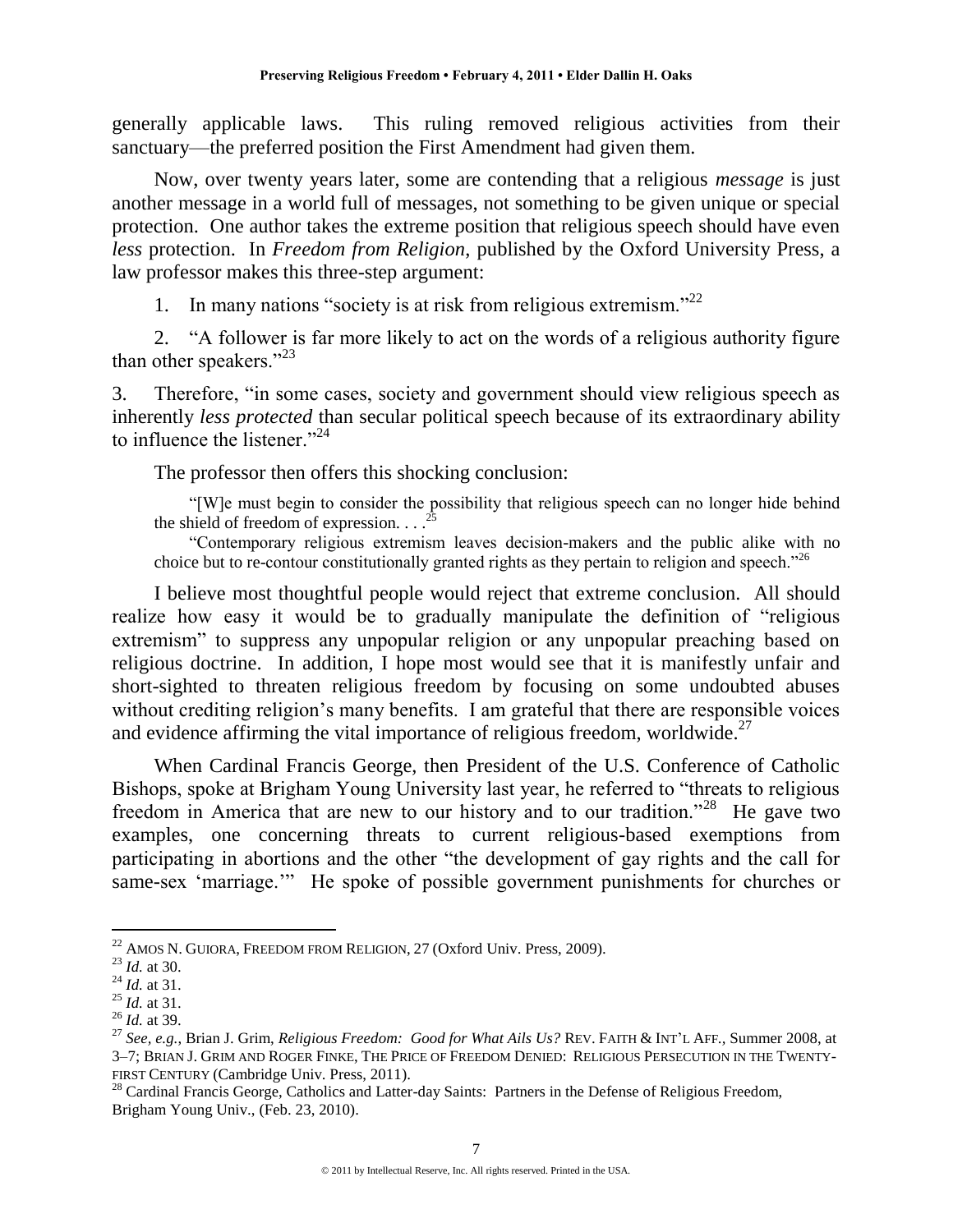generally applicable laws. This ruling removed religious activities from their sanctuary—the preferred position the First Amendment had given them.

Now, over twenty years later, some are contending that a religious *message* is just another message in a world full of messages, not something to be given unique or special protection. One author takes the extreme position that religious speech should have even *less* protection. In *Freedom from Religion*, published by the Oxford University Press, a law professor makes this three-step argument:

1. In many nations "society is at risk from religious extremism."[22]

2. "A follower is far more likely to act on the words of a religious authority figure than other speakers."[23]

3. Therefore, "in some cases, society and government should view religious speech as inherently *less protected* than secular political speech because of its extraordinary ability to influence the listener."[24]

The professor then offers this shocking conclusion:

> "[W]e must begin to consider the possibility that religious speech can no longer hide behind the shield of freedom of expression. . . .[25]
>
> "Contemporary religious extremism leaves decision-makers and the public alike with no choice but to re-contour constitutionally granted rights as they pertain to religion and speech."[26]

I believe most thoughtful people would reject that extreme conclusion. All should realize how easy it would be to gradually manipulate the definition of "religious extremism" to suppress any unpopular religion or any unpopular preaching based on religious doctrine. In addition, I hope most would see that it is manifestly unfair and short-sighted to threaten religious freedom by focusing on some undoubted abuses without crediting religion's many benefits. I am grateful that there are responsible voices and evidence affirming the vital importance of religious freedom, worldwide.[27]

When Cardinal Francis George, then President of the U.S. Conference of Catholic Bishops, spoke at Brigham Young University last year, he referred to "threats to religious freedom in America that are new to our history and to our tradition."[28] He gave two examples, one concerning threats to current religious-based exemptions from participating in abortions and the other "the development of gay rights and the call for same-sex 'marriage.'" He spoke of possible government punishments for churches or

---

[22] Amos N. Guiora, Freedom from Religion, 27 (Oxford Univ. Press, 2009).

[23] *Id.* at 30.

[24] *Id.* at 31.

[25] *Id.* at 31.

[26] *Id.* at 39.

[27] *See, e.g.*, Brian J. Grim, *Religious Freedom: Good for What Ails Us?* Rev. Faith & Int'l Aff., Summer 2008, at 3–7; Brian J. Grim and Roger Finke, The Price of Freedom Denied: Religious Persecution in the Twenty-First Century (Cambridge Univ. Press, 2011).

[28] Cardinal Francis George, Catholics and Latter-day Saints: Partners in the Defense of Religious Freedom, Brigham Young Univ., (Feb. 23, 2010).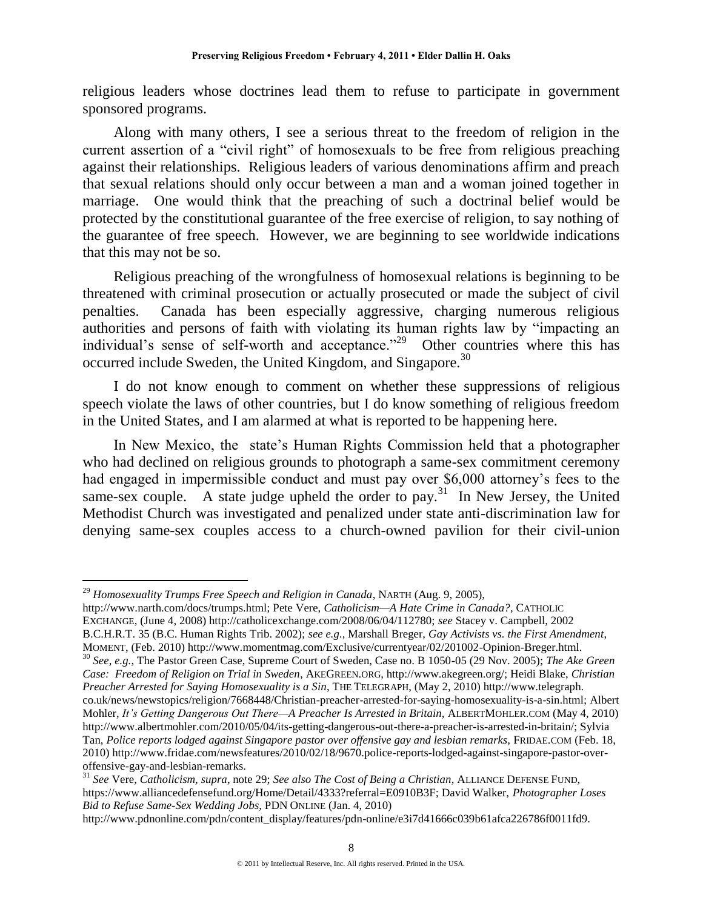religious leaders whose doctrines lead them to refuse to participate in government sponsored programs.

Along with many others, I see a serious threat to the freedom of religion in the current assertion of a "civil right" of homosexuals to be free from religious preaching against their relationships. Religious leaders of various denominations affirm and preach that sexual relations should only occur between a man and a woman joined together in marriage. One would think that the preaching of such a doctrinal belief would be protected by the constitutional guarantee of the free exercise of religion, to say nothing of the guarantee of free speech. However, we are beginning to see worldwide indications that this may not be so.

Religious preaching of the wrongfulness of homosexual relations is beginning to be threatened with criminal prosecution or actually prosecuted or made the subject of civil penalties. Canada has been especially aggressive, charging numerous religious authorities and persons of faith with violating its human rights law by "impacting an individual's sense of self-worth and acceptance."[29] Other countries where this has occurred include Sweden, the United Kingdom, and Singapore.[30]

I do not know enough to comment on whether these suppressions of religious speech violate the laws of other countries, but I do know something of religious freedom in the United States, and I am alarmed at what is reported to be happening here.

In New Mexico, the state's Human Rights Commission held that a photographer who had declined on religious grounds to photograph a same-sex commitment ceremony had engaged in impermissible conduct and must pay over $6,000 attorney's fees to the same-sex couple. A state judge upheld the order to pay.[31] In New Jersey, the United Methodist Church was investigated and penalized under state anti-discrimination law for denying same-sex couples access to a church-owned pavilion for their civil-union

---

[29] *Homosexuality Trumps Free Speech and Religion in Canada*, NARTH (Aug. 9, 2005), http://www.narth.com/docs/trumps.html; Pete Vere, *Catholicism—A Hate Crime in Canada?*, CATHOLIC EXCHANGE, (June 4, 2008) http://catholicexchange.com/2008/06/04/112780; *see* Stacey v. Campbell, 2002 B.C.H.R.T. 35 (B.C. Human Rights Trib. 2002); *see e.g.*, Marshall Breger, *Gay Activists vs. the First Amendment*, MOMENT, (Feb. 2010) http://www.momentmag.com/Exclusive/currentyear/02/201002-Opinion-Breger.html.

[30] *See, e.g.*, The Pastor Green Case, Supreme Court of Sweden, Case no. B 1050-05 (29 Nov. 2005); *The Ake Green Case: Freedom of Religion on Trial in Sweden*, AKEGREEN.ORG, http://www.akegreen.org/; Heidi Blake, *Christian Preacher Arrested for Saying Homosexuality is a Sin*, THE TELEGRAPH, (May 2, 2010) http://www.telegraph.co.uk/news/newstopics/religion/7668448/Christian-preacher-arrested-for-saying-homosexuality-is-a-sin.html; Albert Mohler, *It's Getting Dangerous Out There—A Preacher Is Arrested in Britain*, ALBERTMOHLER.COM (May 4, 2010) http://www.albertmohler.com/2010/05/04/its-getting-dangerous-out-there-a-preacher-is-arrested-in-britain/; Sylvia Tan, *Police reports lodged against Singapore pastor over offensive gay and lesbian remarks*, FRIDAE.COM (Feb. 18, 2010) http://www.fridae.com/newsfeatures/2010/02/18/9670.police-reports-lodged-against-singapore-pastor-over-offensive-gay-and-lesbian-remarks.

[31] *See* Vere, *Catholicism, supra*, note 29; *See also The Cost of Being a Christian*, ALLIANCE DEFENSE FUND, https://www.alliancedefensefund.org/Home/Detail/4333?referral=E0910B3F; David Walker, *Photographer Loses Bid to Refuse Same-Sex Wedding Jobs*, PDN ONLINE (Jan. 4, 2010) http://www.pdnonline.com/pdn/content_display/features/pdn-online/e3i7d41666c039b61afca226786f0011fd9.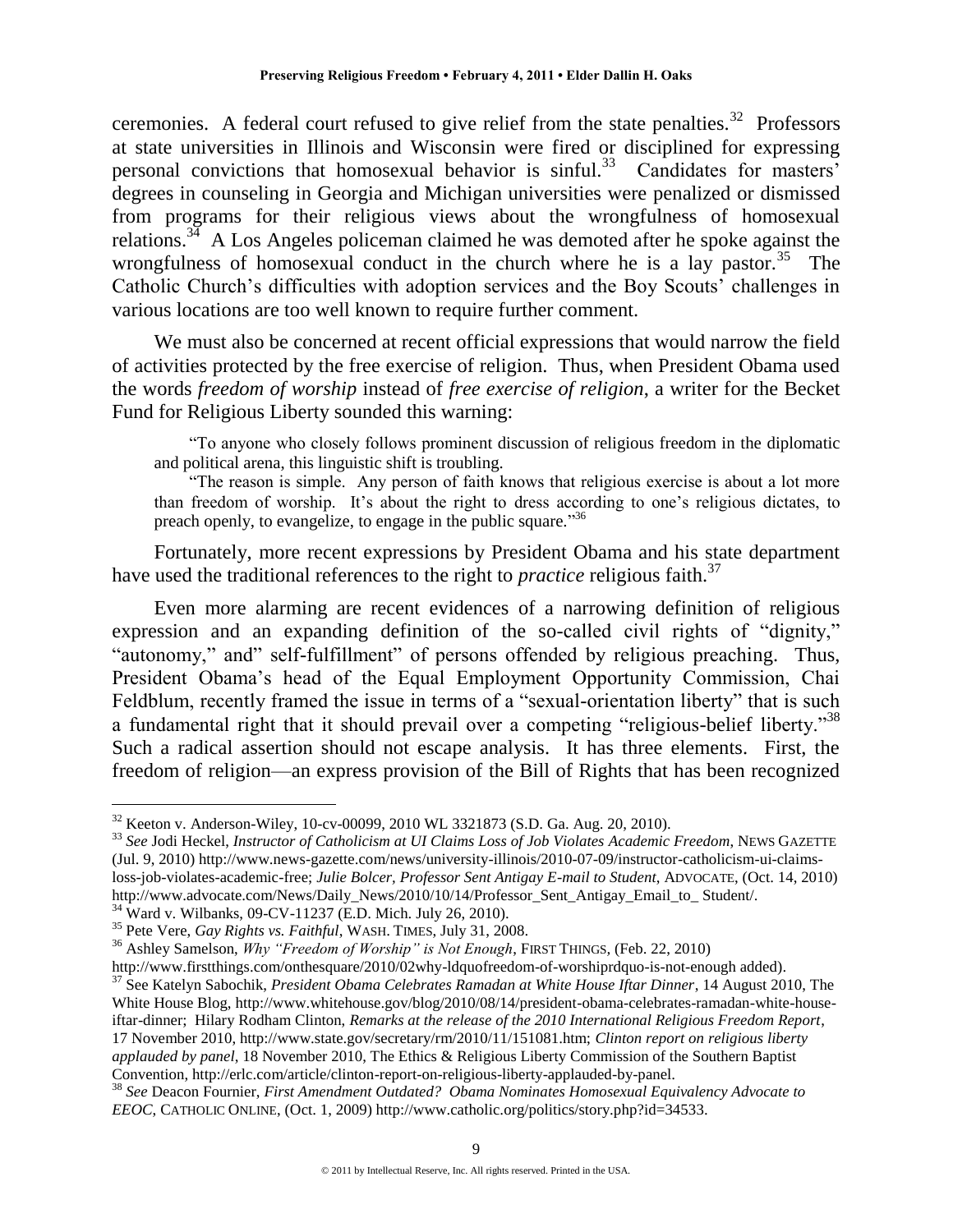ceremonies. A federal court refused to give relief from the state penalties.[32] Professors at state universities in Illinois and Wisconsin were fired or disciplined for expressing personal convictions that homosexual behavior is sinful.[33] Candidates for masters' degrees in counseling in Georgia and Michigan universities were penalized or dismissed from programs for their religious views about the wrongfulness of homosexual relations.[34] A Los Angeles policeman claimed he was demoted after he spoke against the wrongfulness of homosexual conduct in the church where he is a lay pastor.[35] The Catholic Church's difficulties with adoption services and the Boy Scouts' challenges in various locations are too well known to require further comment.

We must also be concerned at recent official expressions that would narrow the field of activities protected by the free exercise of religion. Thus, when President Obama used the words *freedom of worship* instead of *free exercise of religion*, a writer for the Becket Fund for Religious Liberty sounded this warning:

> "To anyone who closely follows prominent discussion of religious freedom in the diplomatic and political arena, this linguistic shift is troubling.
>
> "The reason is simple. Any person of faith knows that religious exercise is about a lot more than freedom of worship. It's about the right to dress according to one's religious dictates, to preach openly, to evangelize, to engage in the public square."[36]

Fortunately, more recent expressions by President Obama and his state department have used the traditional references to the right to *practice* religious faith.[37]

Even more alarming are recent evidences of a narrowing definition of religious expression and an expanding definition of the so-called civil rights of "dignity," "autonomy," and" self-fulfillment" of persons offended by religious preaching. Thus, President Obama's head of the Equal Employment Opportunity Commission, Chai Feldblum, recently framed the issue in terms of a "sexual-orientation liberty" that is such a fundamental right that it should prevail over a competing "religious-belief liberty."[38] Such a radical assertion should not escape analysis. It has three elements. First, the freedom of religion—an express provision of the Bill of Rights that has been recognized

---

[32] Keeton v. Anderson-Wiley, 10-cv-00099, 2010 WL 3321873 (S.D. Ga. Aug. 20, 2010).

[33] *See* Jodi Heckel, *Instructor of Catholicism at UI Claims Loss of Job Violates Academic Freedom*, NEWS GAZETTE (Jul. 9, 2010) http://www.news-gazette.com/news/university-illinois/2010-07-09/instructor-catholicism-ui-claims-loss-job-violates-academic-free; *Julie Bolcer, Professor Sent Antigay E-mail to Student*, ADVOCATE, (Oct. 14, 2010) http://www.advocate.com/News/Daily_News/2010/10/14/Professor_Sent_Antigay_Email_to_ Student/.

[34] Ward v. Wilbanks, 09-CV-11237 (E.D. Mich. July 26, 2010).

[35] Pete Vere, *Gay Rights vs. Faithful*, WASH. TIMES, July 31, 2008.

[36] Ashley Samelson, *Why "Freedom of Worship" is Not Enough*, FIRST THINGS, (Feb. 22, 2010) http://www.firstthings.com/onthesquare/2010/02why-ldquofreedom-of-worshiprdquo-is-not-enough added).

[37] See Katelyn Sabochik, *President Obama Celebrates Ramadan at White House Iftar Dinner*, 14 August 2010, The White House Blog, http://www.whitehouse.gov/blog/2010/08/14/president-obama-celebrates-ramadan-white-house-iftar-dinner; Hilary Rodham Clinton, *Remarks at the release of the 2010 International Religious Freedom Report*, 17 November 2010, http://www.state.gov/secretary/rm/2010/11/151081.htm; *Clinton report on religious liberty applauded by panel*, 18 November 2010, The Ethics & Religious Liberty Commission of the Southern Baptist Convention, http://erlc.com/article/clinton-report-on-religious-liberty-applauded-by-panel.

[38] *See* Deacon Fournier, *First Amendment Outdated? Obama Nominates Homosexual Equivalency Advocate to EEOC*, CATHOLIC ONLINE, (Oct. 1, 2009) http://www.catholic.org/politics/story.php?id=34533.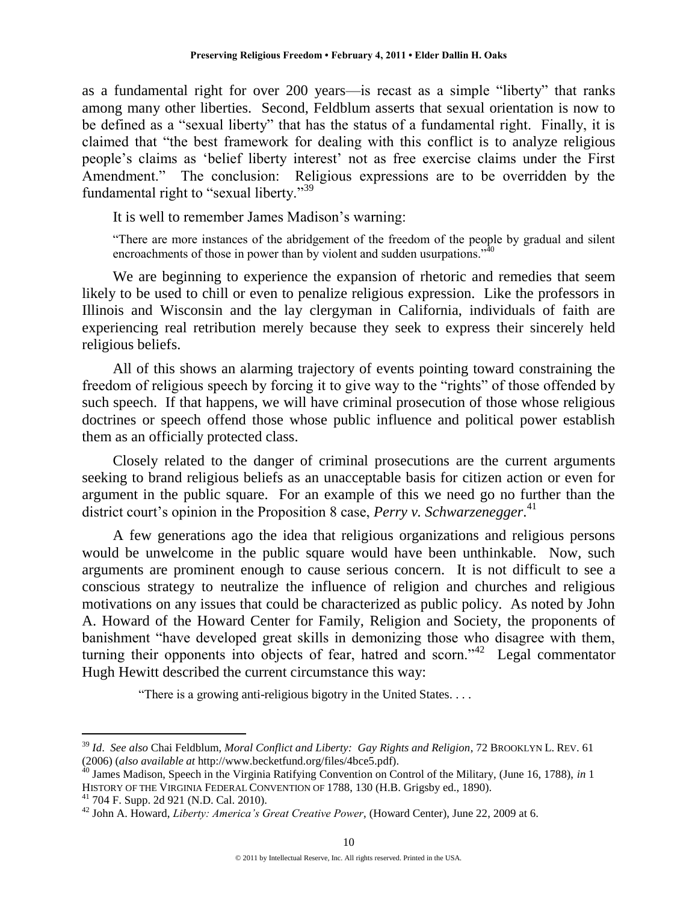as a fundamental right for over 200 years—is recast as a simple "liberty" that ranks among many other liberties. Second, Feldblum asserts that sexual orientation is now to be defined as a "sexual liberty" that has the status of a fundamental right. Finally, it is claimed that "the best framework for dealing with this conflict is to analyze religious people's claims as 'belief liberty interest' not as free exercise claims under the First Amendment." The conclusion: Religious expressions are to be overridden by the fundamental right to "sexual liberty."[39]

It is well to remember James Madison's warning:

> "There are more instances of the abridgement of the freedom of the people by gradual and silent encroachments of those in power than by violent and sudden usurpations."[40]

We are beginning to experience the expansion of rhetoric and remedies that seem likely to be used to chill or even to penalize religious expression. Like the professors in Illinois and Wisconsin and the lay clergyman in California, individuals of faith are experiencing real retribution merely because they seek to express their sincerely held religious beliefs.

All of this shows an alarming trajectory of events pointing toward constraining the freedom of religious speech by forcing it to give way to the "rights" of those offended by such speech. If that happens, we will have criminal prosecution of those whose religious doctrines or speech offend those whose public influence and political power establish them as an officially protected class.

Closely related to the danger of criminal prosecutions are the current arguments seeking to brand religious beliefs as an unacceptable basis for citizen action or even for argument in the public square. For an example of this we need go no further than the district court's opinion in the Proposition 8 case, *Perry v. Schwarzenegger*.[41]

A few generations ago the idea that religious organizations and religious persons would be unwelcome in the public square would have been unthinkable. Now, such arguments are prominent enough to cause serious concern. It is not difficult to see a conscious strategy to neutralize the influence of religion and churches and religious motivations on any issues that could be characterized as public policy. As noted by John A. Howard of the Howard Center for Family, Religion and Society, the proponents of banishment "have developed great skills in demonizing those who disagree with them, turning their opponents into objects of fear, hatred and scorn."[42] Legal commentator Hugh Hewitt described the current circumstance this way:

> "There is a growing anti-religious bigotry in the United States. . . .

---

[39] *Id*. *See also* Chai Feldblum, *Moral Conflict and Liberty: Gay Rights and Religion*, 72 BROOKLYN L. REV. 61 (2006) (*also available at* http://www.becketfund.org/files/4bce5.pdf).

[40] James Madison, Speech in the Virginia Ratifying Convention on Control of the Military, (June 16, 1788), *in* 1 HISTORY OF THE VIRGINIA FEDERAL CONVENTION OF 1788, 130 (H.B. Grigsby ed., 1890).

[41] 704 F. Supp. 2d 921 (N.D. Cal. 2010).

[42] John A. Howard, *Liberty: America's Great Creative Power*, (Howard Center), June 22, 2009 at 6.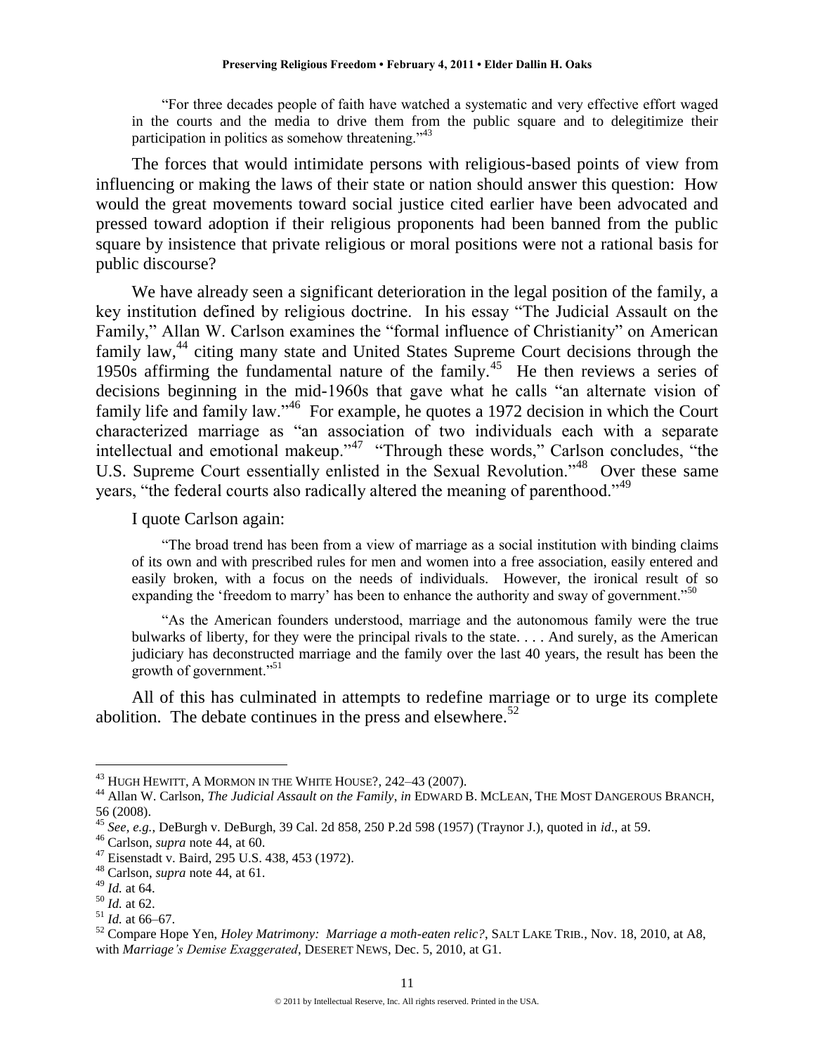> "For three decades people of faith have watched a systematic and very effective effort waged in the courts and the media to drive them from the public square and to delegitimize their participation in politics as somehow threatening."[43]

The forces that would intimidate persons with religious-based points of view from influencing or making the laws of their state or nation should answer this question: How would the great movements toward social justice cited earlier have been advocated and pressed toward adoption if their religious proponents had been banned from the public square by insistence that private religious or moral positions were not a rational basis for public discourse?

We have already seen a significant deterioration in the legal position of the family, a key institution defined by religious doctrine. In his essay "The Judicial Assault on the Family," Allan W. Carlson examines the "formal influence of Christianity" on American family law,[44] citing many state and United States Supreme Court decisions through the 1950s affirming the fundamental nature of the family.[45] He then reviews a series of decisions beginning in the mid-1960s that gave what he calls "an alternate vision of family life and family law."[46] For example, he quotes a 1972 decision in which the Court characterized marriage as "an association of two individuals each with a separate intellectual and emotional makeup."[47] "Through these words," Carlson concludes, "the U.S. Supreme Court essentially enlisted in the Sexual Revolution."[48] Over these same years, "the federal courts also radically altered the meaning of parenthood."[49]

I quote Carlson again:

> "The broad trend has been from a view of marriage as a social institution with binding claims of its own and with prescribed rules for men and women into a free association, easily entered and easily broken, with a focus on the needs of individuals. However, the ironical result of so expanding the 'freedom to marry' has been to enhance the authority and sway of government."[50]
>
> "As the American founders understood, marriage and the autonomous family were the true bulwarks of liberty, for they were the principal rivals to the state. . . . And surely, as the American judiciary has deconstructed marriage and the family over the last 40 years, the result has been the growth of government."[51]

All of this has culminated in attempts to redefine marriage or to urge its complete abolition. The debate continues in the press and elsewhere.[52]

---

[43] HUGH HEWITT, A MORMON IN THE WHITE HOUSE?, 242–43 (2007).

[44] Allan W. Carlson, *The Judicial Assault on the Family*, *in* EDWARD B. MCLEAN, THE MOST DANGEROUS BRANCH, 56 (2008).

[45] *See, e.g.*, DeBurgh v. DeBurgh, 39 Cal. 2d 858, 250 P.2d 598 (1957) (Traynor J.), quoted in *id*., at 59.

[46] Carlson, *supra* note 44, at 60.

[47] Eisenstadt v. Baird, 295 U.S. 438, 453 (1972).

[48] Carlson, *supra* note 44, at 61.

[49] *Id.* at 64.

[50] *Id.* at 62.

[51] *Id.* at 66–67.

[52] Compare Hope Yen, *Holey Matrimony: Marriage a moth-eaten relic?*, SALT LAKE TRIB., Nov. 18, 2010, at A8, with *Marriage's Demise Exaggerated*, DESERET NEWS, Dec. 5, 2010, at G1.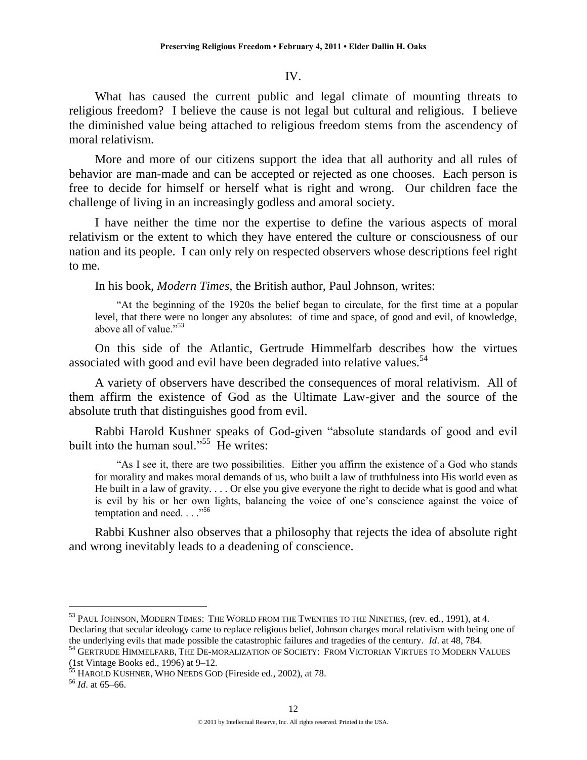## IV.

What has caused the current public and legal climate of mounting threats to religious freedom? I believe the cause is not legal but cultural and religious. I believe the diminished value being attached to religious freedom stems from the ascendency of moral relativism.

More and more of our citizens support the idea that all authority and all rules of behavior are man-made and can be accepted or rejected as one chooses. Each person is free to decide for himself or herself what is right and wrong. Our children face the challenge of living in an increasingly godless and amoral society.

I have neither the time nor the expertise to define the various aspects of moral relativism or the extent to which they have entered the culture or consciousness of our nation and its people. I can only rely on respected observers whose descriptions feel right to me.

In his book, *Modern Times*, the British author, Paul Johnson, writes:

> "At the beginning of the 1920s the belief began to circulate, for the first time at a popular level, that there were no longer any absolutes: of time and space, of good and evil, of knowledge, above all of value."[53]

On this side of the Atlantic, Gertrude Himmelfarb describes how the virtues associated with good and evil have been degraded into relative values.[54]

A variety of observers have described the consequences of moral relativism. All of them affirm the existence of God as the Ultimate Law-giver and the source of the absolute truth that distinguishes good from evil.

Rabbi Harold Kushner speaks of God-given "absolute standards of good and evil built into the human soul."[55] He writes:

> "As I see it, there are two possibilities. Either you affirm the existence of a God who stands for morality and makes moral demands of us, who built a law of truthfulness into His world even as He built in a law of gravity. . . . Or else you give everyone the right to decide what is good and what is evil by his or her own lights, balancing the voice of one's conscience against the voice of temptation and need. . . ."[56]

Rabbi Kushner also observes that a philosophy that rejects the idea of absolute right and wrong inevitably leads to a deadening of conscience.

---

[53] PAUL JOHNSON, MODERN TIMES: THE WORLD FROM THE TWENTIES TO THE NINETIES, (rev. ed., 1991), at 4. Declaring that secular ideology came to replace religious belief, Johnson charges moral relativism with being one of the underlying evils that made possible the catastrophic failures and tragedies of the century. *Id*. at 48, 784.

[54] GERTRUDE HIMMELFARB, THE DE-MORALIZATION OF SOCIETY: FROM VICTORIAN VIRTUES TO MODERN VALUES (1st Vintage Books ed., 1996) at 9–12.

[55] HAROLD KUSHNER, WHO NEEDS GOD (Fireside ed., 2002), at 78.

[56] *Id*. at 65–66.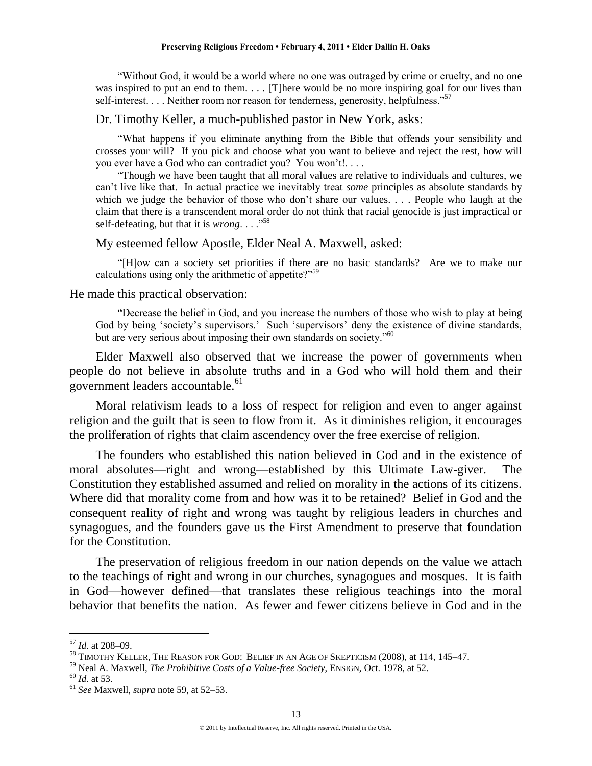> "Without God, it would be a world where no one was outraged by crime or cruelty, and no one was inspired to put an end to them. . . . [T]here would be no more inspiring goal for our lives than self-interest. . . . Neither room nor reason for tenderness, generosity, helpfulness."[57]

Dr. Timothy Keller, a much-published pastor in New York, asks:

> "What happens if you eliminate anything from the Bible that offends your sensibility and crosses your will? If you pick and choose what you want to believe and reject the rest, how will you ever have a God who can contradict you? You won't!. . . .
>
> "Though we have been taught that all moral values are relative to individuals and cultures, we can't live like that. In actual practice we inevitably treat *some* principles as absolute standards by which we judge the behavior of those who don't share our values. . . . People who laugh at the claim that there is a transcendent moral order do not think that racial genocide is just impractical or self-defeating, but that it is *wrong*. . . ."[58]

My esteemed fellow Apostle, Elder Neal A. Maxwell, asked:

> "[H]ow can a society set priorities if there are no basic standards? Are we to make our calculations using only the arithmetic of appetite?"[59]

He made this practical observation:

> "Decrease the belief in God, and you increase the numbers of those who wish to play at being God by being 'society's supervisors.' Such 'supervisors' deny the existence of divine standards, but are very serious about imposing their own standards on society."[60]

Elder Maxwell also observed that we increase the power of governments when people do not believe in absolute truths and in a God who will hold them and their government leaders accountable.[61]

Moral relativism leads to a loss of respect for religion and even to anger against religion and the guilt that is seen to flow from it. As it diminishes religion, it encourages the proliferation of rights that claim ascendency over the free exercise of religion.

The founders who established this nation believed in God and in the existence of moral absolutes—right and wrong—established by this Ultimate Law-giver. The Constitution they established assumed and relied on morality in the actions of its citizens. Where did that morality come from and how was it to be retained? Belief in God and the consequent reality of right and wrong was taught by religious leaders in churches and synagogues, and the founders gave us the First Amendment to preserve that foundation for the Constitution.

The preservation of religious freedom in our nation depends on the value we attach to the teachings of right and wrong in our churches, synagogues and mosques. It is faith in God—however defined—that translates these religious teachings into the moral behavior that benefits the nation. As fewer and fewer citizens believe in God and in the

---

[57] *Id.* at 208–09.

[58] TIMOTHY KELLER, THE REASON FOR GOD: BELIEF IN AN AGE OF SKEPTICISM (2008), at 114, 145–47.

[59] Neal A. Maxwell, *The Prohibitive Costs of a Value-free Society*, ENSIGN, Oct. 1978, at 52.

[60] *Id.* at 53.

[61] *See* Maxwell, *supra* note 59, at 52–53.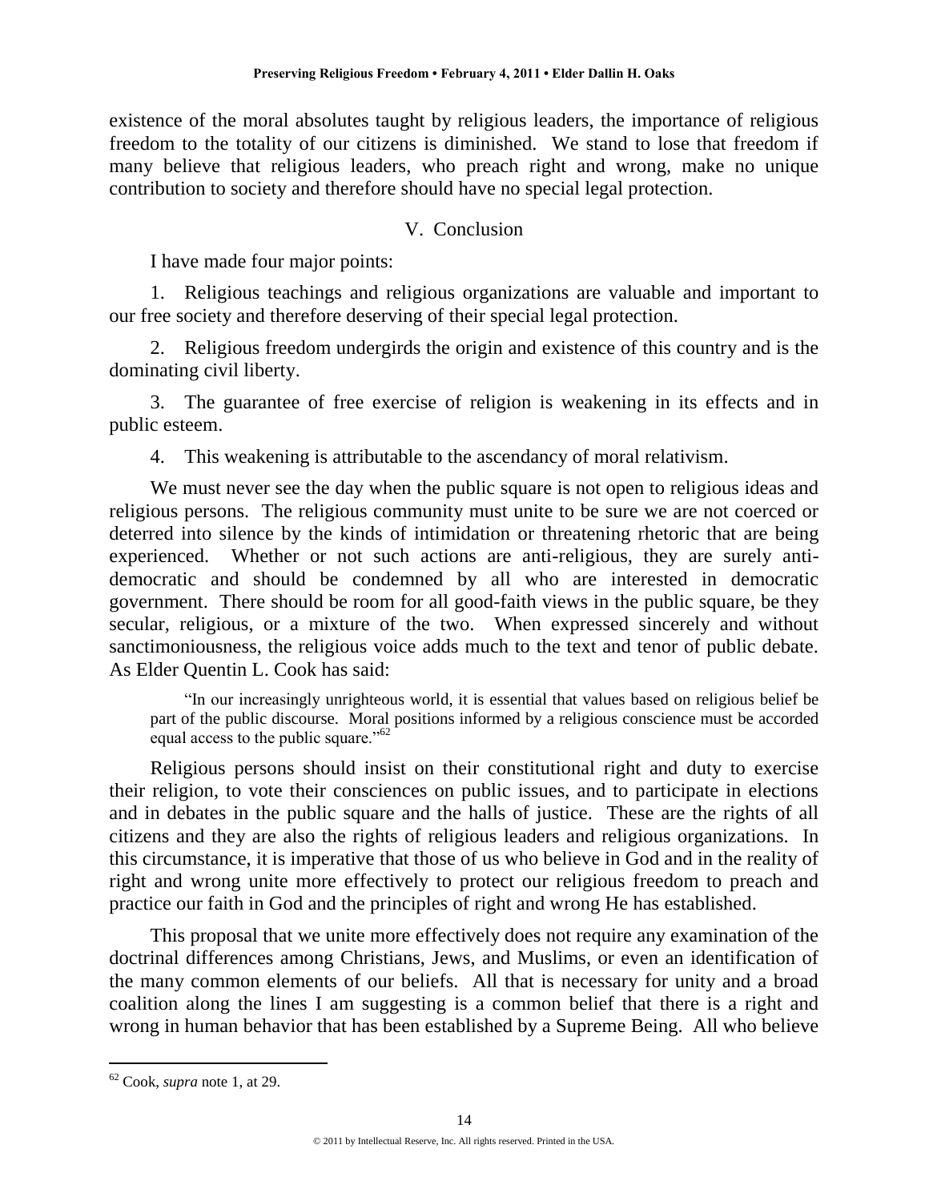existence of the moral absolutes taught by religious leaders, the importance of religious freedom to the totality of our citizens is diminished. We stand to lose that freedom if many believe that religious leaders, who preach right and wrong, make no unique contribution to society and therefore should have no special legal protection.

## V. Conclusion

I have made four major points:

1. Religious teachings and religious organizations are valuable and important to our free society and therefore deserving of their special legal protection.

2. Religious freedom undergirds the origin and existence of this country and is the dominating civil liberty.

3. The guarantee of free exercise of religion is weakening in its effects and in public esteem.

4. This weakening is attributable to the ascendancy of moral relativism.

We must never see the day when the public square is not open to religious ideas and religious persons. The religious community must unite to be sure we are not coerced or deterred into silence by the kinds of intimidation or threatening rhetoric that are being experienced. Whether or not such actions are anti-religious, they are surely anti-democratic and should be condemned by all who are interested in democratic government. There should be room for all good-faith views in the public square, be they secular, religious, or a mixture of the two. When expressed sincerely and without sanctimoniousness, the religious voice adds much to the text and tenor of public debate. As Elder Quentin L. Cook has said:

> "In our increasingly unrighteous world, it is essential that values based on religious belief be part of the public discourse. Moral positions informed by a religious conscience must be accorded equal access to the public square."[62]

Religious persons should insist on their constitutional right and duty to exercise their religion, to vote their consciences on public issues, and to participate in elections and in debates in the public square and the halls of justice. These are the rights of all citizens and they are also the rights of religious leaders and religious organizations. In this circumstance, it is imperative that those of us who believe in God and in the reality of right and wrong unite more effectively to protect our religious freedom to preach and practice our faith in God and the principles of right and wrong He has established.

This proposal that we unite more effectively does not require any examination of the doctrinal differences among Christians, Jews, and Muslims, or even an identification of the many common elements of our beliefs. All that is necessary for unity and a broad coalition along the lines I am suggesting is a common belief that there is a right and wrong in human behavior that has been established by a Supreme Being. All who believe

---

[62] Cook, *supra* note 1, at 29.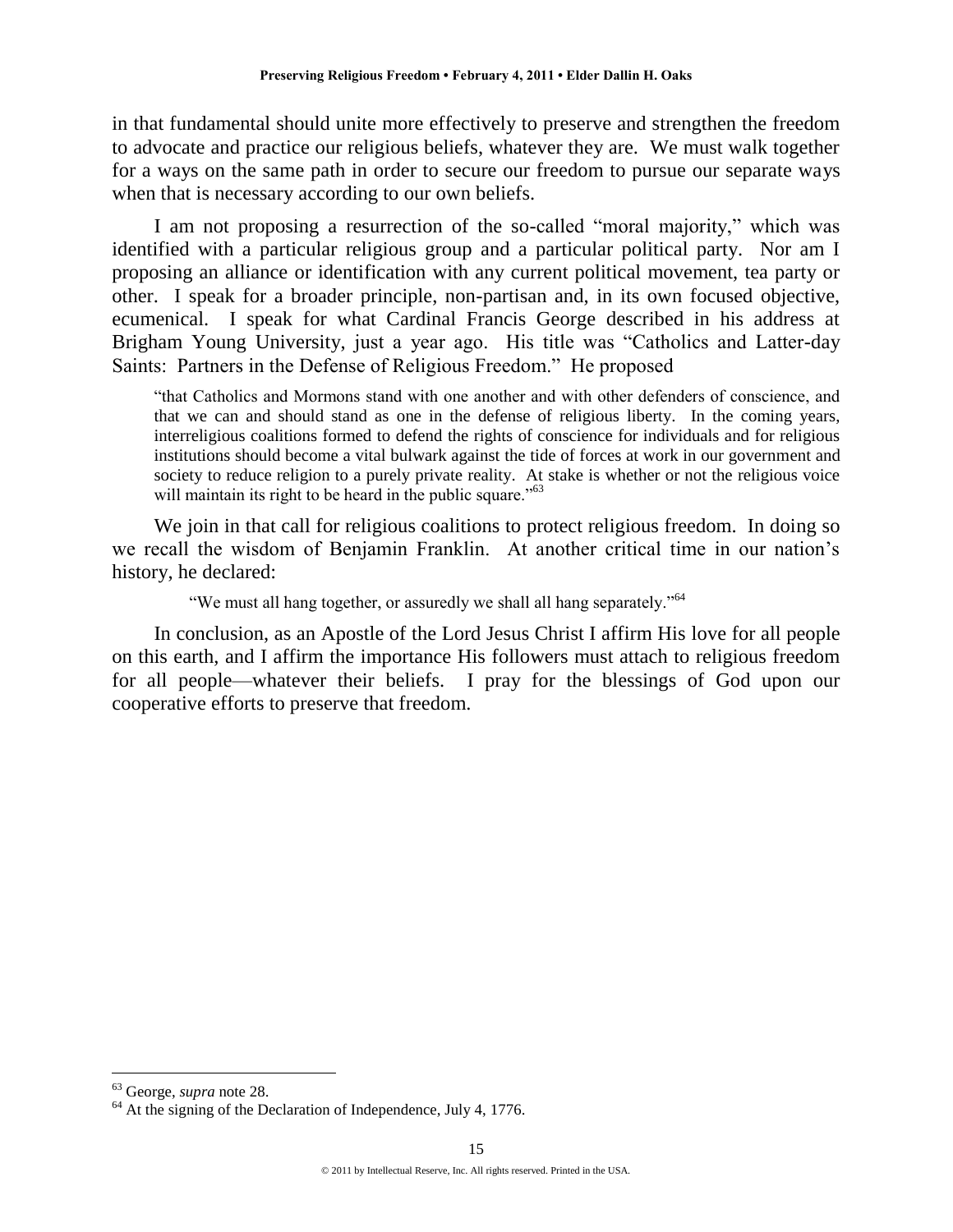in that fundamental should unite more effectively to preserve and strengthen the freedom to advocate and practice our religious beliefs, whatever they are. We must walk together for a ways on the same path in order to secure our freedom to pursue our separate ways when that is necessary according to our own beliefs.

I am not proposing a resurrection of the so-called "moral majority," which was identified with a particular religious group and a particular political party. Nor am I proposing an alliance or identification with any current political movement, tea party or other. I speak for a broader principle, non-partisan and, in its own focused objective, ecumenical. I speak for what Cardinal Francis George described in his address at Brigham Young University, just a year ago. His title was "Catholics and Latter-day Saints: Partners in the Defense of Religious Freedom." He proposed

> "that Catholics and Mormons stand with one another and with other defenders of conscience, and that we can and should stand as one in the defense of religious liberty. In the coming years, interreligious coalitions formed to defend the rights of conscience for individuals and for religious institutions should become a vital bulwark against the tide of forces at work in our government and society to reduce religion to a purely private reality. At stake is whether or not the religious voice will maintain its right to be heard in the public square."[63]

We join in that call for religious coalitions to protect religious freedom. In doing so we recall the wisdom of Benjamin Franklin. At another critical time in our nation's history, he declared:

> "We must all hang together, or assuredly we shall all hang separately."[64]

In conclusion, as an Apostle of the Lord Jesus Christ I affirm His love for all people on this earth, and I affirm the importance His followers must attach to religious freedom for all people—whatever their beliefs. I pray for the blessings of God upon our cooperative efforts to preserve that freedom.

---

[63] George, *supra* note 28.

[64] At the signing of the Declaration of Independence, July 4, 1776.

© 2011 by Intellectual Reserve, Inc. All rights reserved. Printed in the USA.